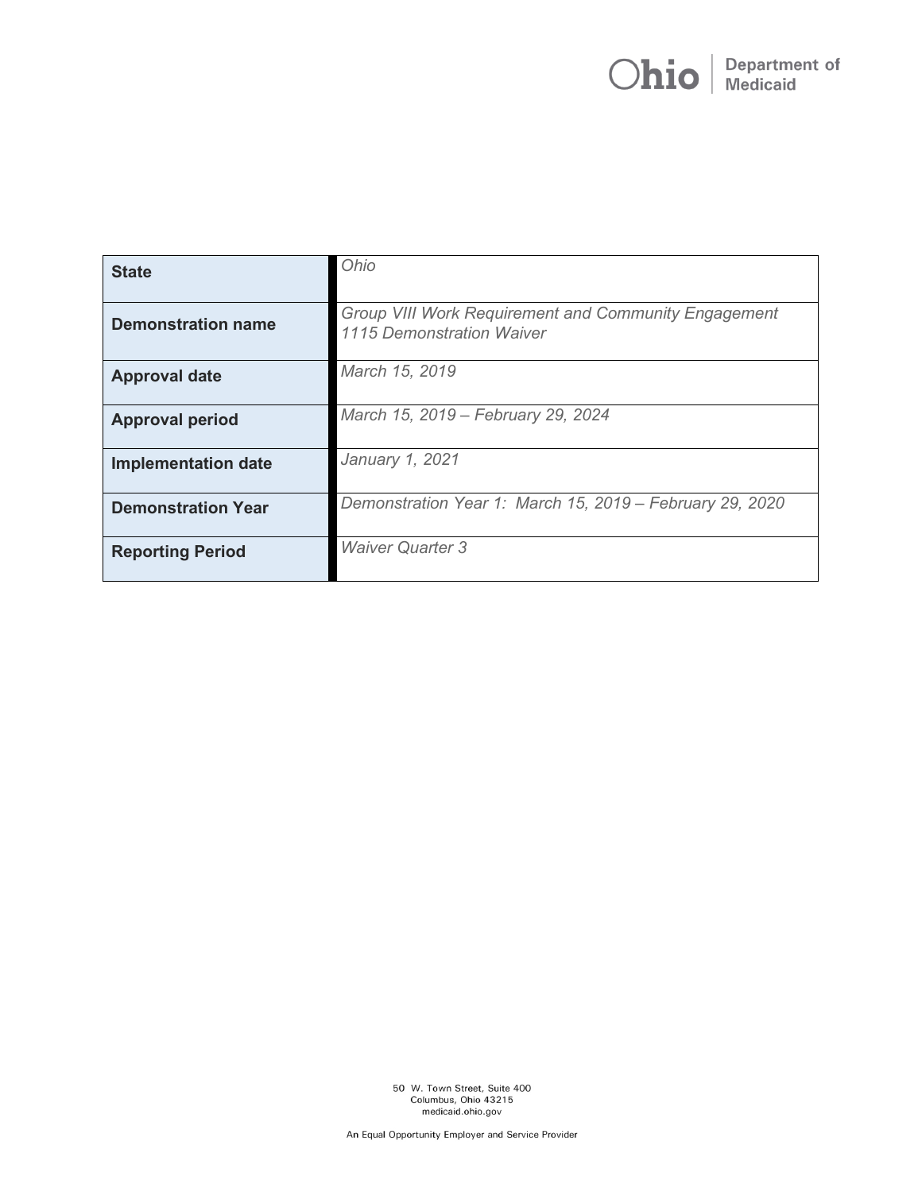Ohio | Department of Medicaid

| State | *Ohio* |
|---|---|
| **Demonstration name** | *Group VIII Work Requirement and Community Engagement 1115 Demonstration Waiver* |
| **Approval date** | *March 15, 2019* |
| **Approval period** | *March 15, 2019 – February 29, 2024* |
| **Implementation date** | *January 1, 2021* |
| **Demonstration Year** | *Demonstration Year 1: March 15, 2019 – February 29, 2020* |
| **Reporting Period** | *Waiver Quarter 3* |

50 W. Town Street, Suite 400
Columbus, Ohio 43215
medicaid.ohio.gov

An Equal Opportunity Employer and Service Provider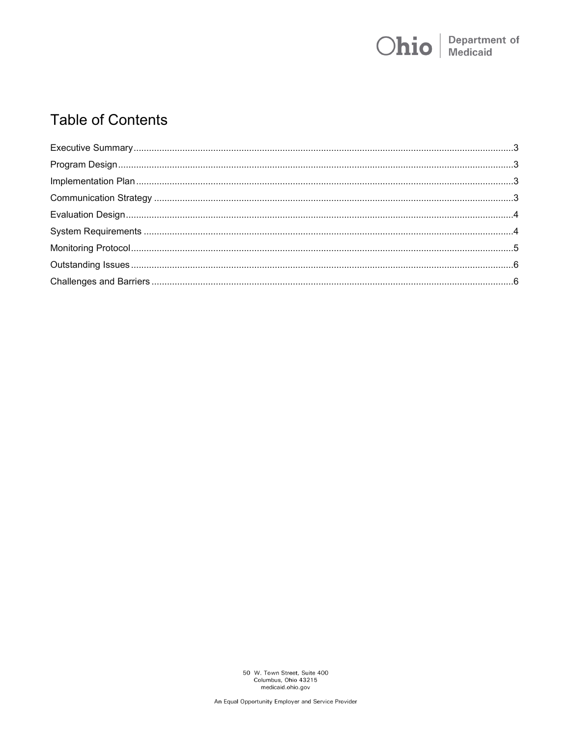# Table of Contents

| | |
|---|---|
| Executive Summary | 3 |
| Program Design | 3 |
| Implementation Plan | 3 |
| Communication Strategy | 3 |
| Evaluation Design | 4 |
| System Requirements | 4 |
| Monitoring Protocol | 5 |
| Outstanding Issues | 6 |
| Challenges and Barriers | 6 |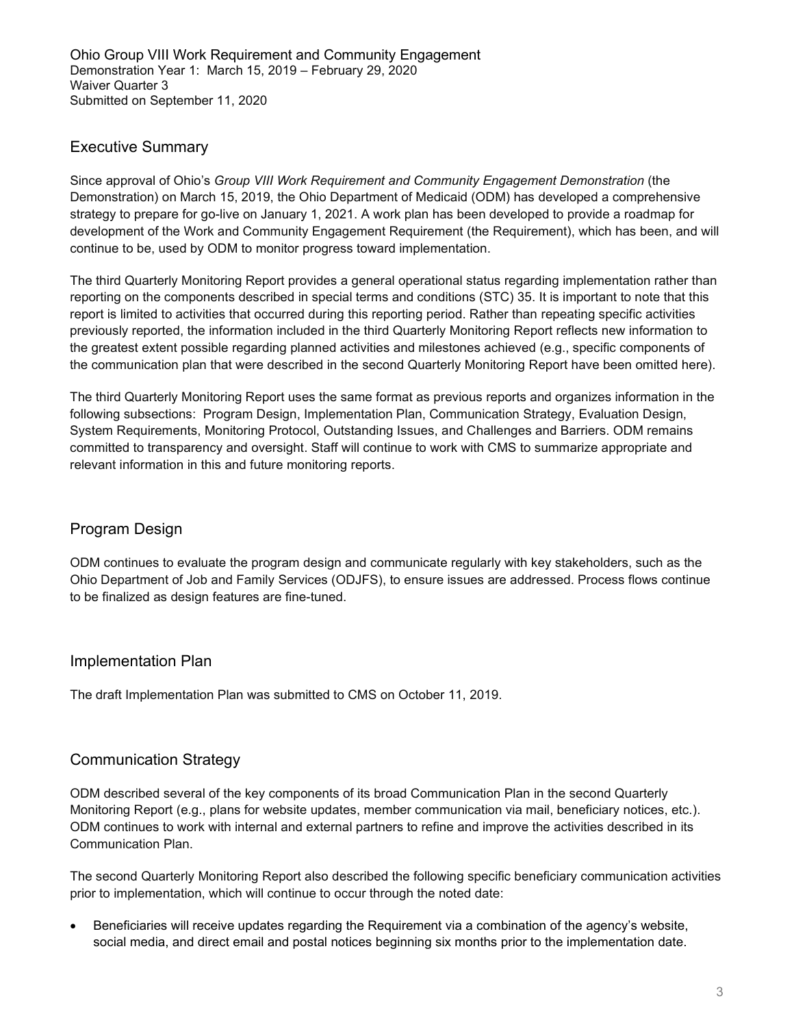Ohio Group VIII Work Requirement and Community Engagement
Demonstration Year 1: March 15, 2019 – February 29, 2020
Waiver Quarter 3
Submitted on September 11, 2020

## Executive Summary

Since approval of Ohio's *Group VIII Work Requirement and Community Engagement Demonstration* (the Demonstration) on March 15, 2019, the Ohio Department of Medicaid (ODM) has developed a comprehensive strategy to prepare for go-live on January 1, 2021. A work plan has been developed to provide a roadmap for development of the Work and Community Engagement Requirement (the Requirement), which has been, and will continue to be, used by ODM to monitor progress toward implementation.

The third Quarterly Monitoring Report provides a general operational status regarding implementation rather than reporting on the components described in special terms and conditions (STC) 35. It is important to note that this report is limited to activities that occurred during this reporting period. Rather than repeating specific activities previously reported, the information included in the third Quarterly Monitoring Report reflects new information to the greatest extent possible regarding planned activities and milestones achieved (e.g., specific components of the communication plan that were described in the second Quarterly Monitoring Report have been omitted here).

The third Quarterly Monitoring Report uses the same format as previous reports and organizes information in the following subsections: Program Design, Implementation Plan, Communication Strategy, Evaluation Design, System Requirements, Monitoring Protocol, Outstanding Issues, and Challenges and Barriers. ODM remains committed to transparency and oversight. Staff will continue to work with CMS to summarize appropriate and relevant information in this and future monitoring reports.

## Program Design

ODM continues to evaluate the program design and communicate regularly with key stakeholders, such as the Ohio Department of Job and Family Services (ODJFS), to ensure issues are addressed. Process flows continue to be finalized as design features are fine-tuned.

## Implementation Plan

The draft Implementation Plan was submitted to CMS on October 11, 2019.

## Communication Strategy

ODM described several of the key components of its broad Communication Plan in the second Quarterly Monitoring Report (e.g., plans for website updates, member communication via mail, beneficiary notices, etc.). ODM continues to work with internal and external partners to refine and improve the activities described in its Communication Plan.

The second Quarterly Monitoring Report also described the following specific beneficiary communication activities prior to implementation, which will continue to occur through the noted date:

- Beneficiaries will receive updates regarding the Requirement via a combination of the agency's website, social media, and direct email and postal notices beginning six months prior to the implementation date.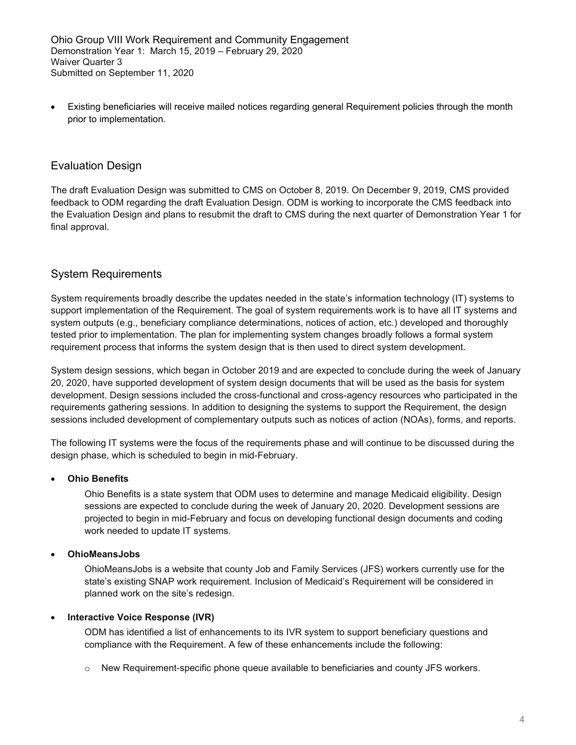- Existing beneficiaries will receive mailed notices regarding general Requirement policies through the month prior to implementation.

## Evaluation Design

The draft Evaluation Design was submitted to CMS on October 8, 2019. On December 9, 2019, CMS provided feedback to ODM regarding the draft Evaluation Design. ODM is working to incorporate the CMS feedback into the Evaluation Design and plans to resubmit the draft to CMS during the next quarter of Demonstration Year 1 for final approval.

## System Requirements

System requirements broadly describe the updates needed in the state's information technology (IT) systems to support implementation of the Requirement. The goal of system requirements work is to have all IT systems and system outputs (e.g., beneficiary compliance determinations, notices of action, etc.) developed and thoroughly tested prior to implementation. The plan for implementing system changes broadly follows a formal system requirement process that informs the system design that is then used to direct system development.

System design sessions, which began in October 2019 and are expected to conclude during the week of January 20, 2020, have supported development of system design documents that will be used as the basis for system development. Design sessions included the cross-functional and cross-agency resources who participated in the requirements gathering sessions. In addition to designing the systems to support the Requirement, the design sessions included development of complementary outputs such as notices of action (NOAs), forms, and reports.

The following IT systems were the focus of the requirements phase and will continue to be discussed during the design phase, which is scheduled to begin in mid-February.

- **Ohio Benefits**

  Ohio Benefits is a state system that ODM uses to determine and manage Medicaid eligibility. Design sessions are expected to conclude during the week of January 20, 2020. Development sessions are projected to begin in mid-February and focus on developing functional design documents and coding work needed to update IT systems.

- **OhioMeansJobs**

  OhioMeansJobs is a website that county Job and Family Services (JFS) workers currently use for the state's existing SNAP work requirement. Inclusion of Medicaid's Requirement will be considered in planned work on the site's redesign.

- **Interactive Voice Response (IVR)**

  ODM has identified a list of enhancements to its IVR system to support beneficiary questions and compliance with the Requirement. A few of these enhancements include the following:

  - New Requirement-specific phone queue available to beneficiaries and county JFS workers.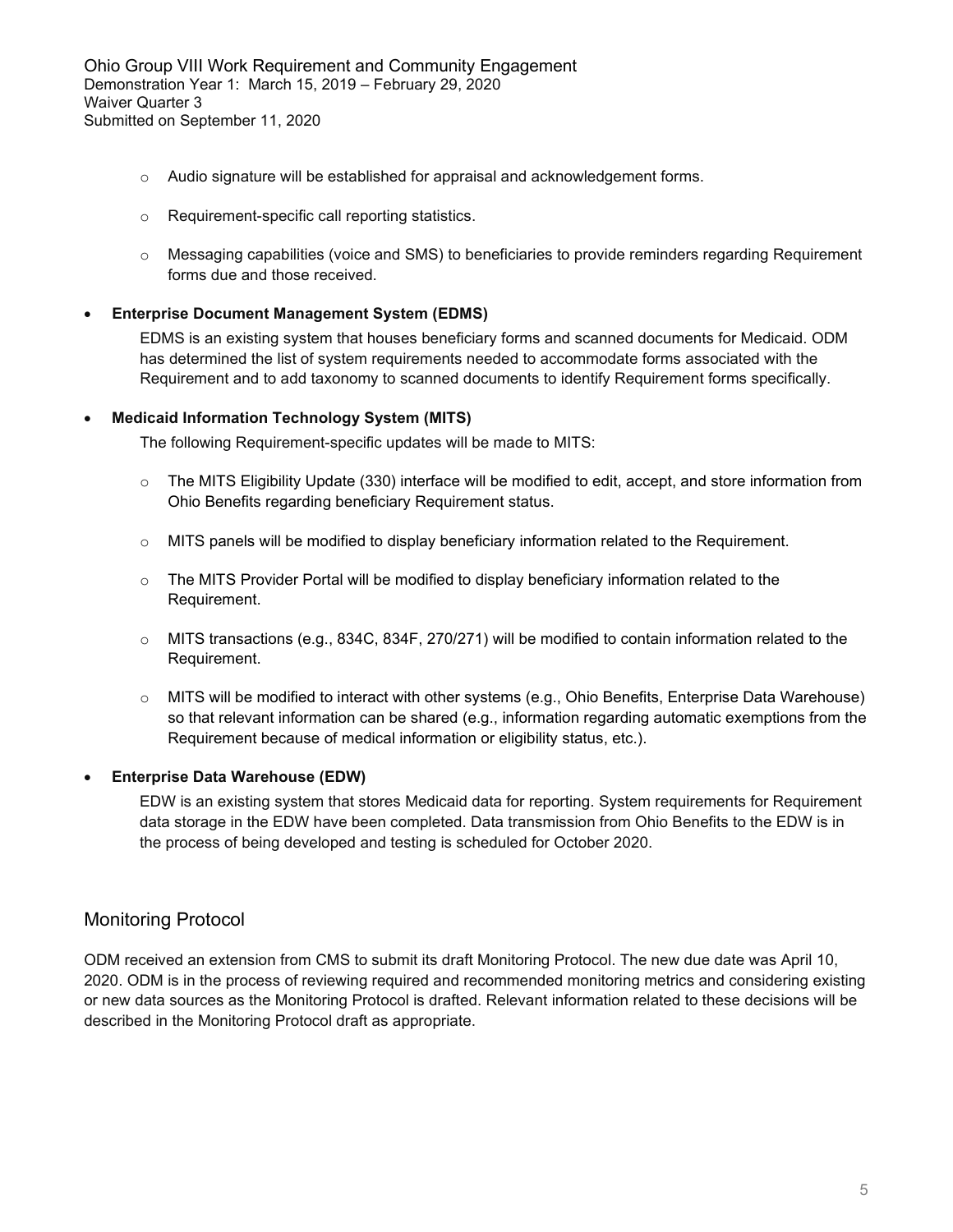- Audio signature will be established for appraisal and acknowledgement forms.
- Requirement-specific call reporting statistics.
- Messaging capabilities (voice and SMS) to beneficiaries to provide reminders regarding Requirement forms due and those received.

- **Enterprise Document Management System (EDMS)**

  EDMS is an existing system that houses beneficiary forms and scanned documents for Medicaid. ODM has determined the list of system requirements needed to accommodate forms associated with the Requirement and to add taxonomy to scanned documents to identify Requirement forms specifically.

- **Medicaid Information Technology System (MITS)**

  The following Requirement-specific updates will be made to MITS:

  - The MITS Eligibility Update (330) interface will be modified to edit, accept, and store information from Ohio Benefits regarding beneficiary Requirement status.
  - MITS panels will be modified to display beneficiary information related to the Requirement.
  - The MITS Provider Portal will be modified to display beneficiary information related to the Requirement.
  - MITS transactions (e.g., 834C, 834F, 270/271) will be modified to contain information related to the Requirement.
  - MITS will be modified to interact with other systems (e.g., Ohio Benefits, Enterprise Data Warehouse) so that relevant information can be shared (e.g., information regarding automatic exemptions from the Requirement because of medical information or eligibility status, etc.).

- **Enterprise Data Warehouse (EDW)**

  EDW is an existing system that stores Medicaid data for reporting. System requirements for Requirement data storage in the EDW have been completed. Data transmission from Ohio Benefits to the EDW is in the process of being developed and testing is scheduled for October 2020.

## Monitoring Protocol

ODM received an extension from CMS to submit its draft Monitoring Protocol. The new due date was April 10, 2020. ODM is in the process of reviewing required and recommended monitoring metrics and considering existing or new data sources as the Monitoring Protocol is drafted. Relevant information related to these decisions will be described in the Monitoring Protocol draft as appropriate.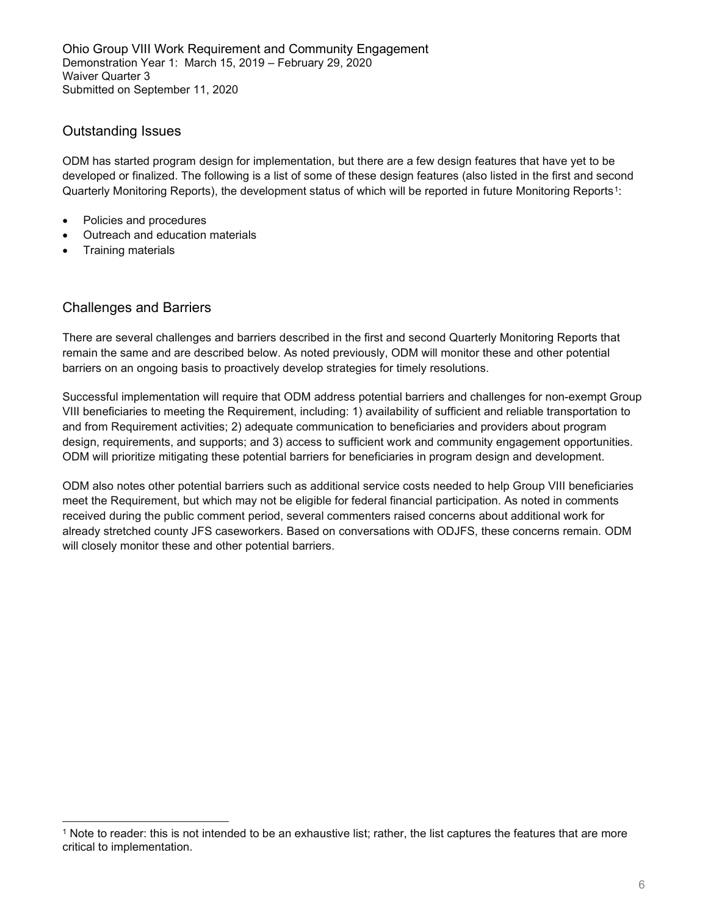## Outstanding Issues

ODM has started program design for implementation, but there are a few design features that have yet to be developed or finalized. The following is a list of some of these design features (also listed in the first and second Quarterly Monitoring Reports), the development status of which will be reported in future Monitoring Reports[1]:

- Policies and procedures
- Outreach and education materials
- Training materials

## Challenges and Barriers

There are several challenges and barriers described in the first and second Quarterly Monitoring Reports that remain the same and are described below. As noted previously, ODM will monitor these and other potential barriers on an ongoing basis to proactively develop strategies for timely resolutions.

Successful implementation will require that ODM address potential barriers and challenges for non-exempt Group VIII beneficiaries to meeting the Requirement, including: 1) availability of sufficient and reliable transportation to and from Requirement activities; 2) adequate communication to beneficiaries and providers about program design, requirements, and supports; and 3) access to sufficient work and community engagement opportunities. ODM will prioritize mitigating these potential barriers for beneficiaries in program design and development.

ODM also notes other potential barriers such as additional service costs needed to help Group VIII beneficiaries meet the Requirement, but which may not be eligible for federal financial participation. As noted in comments received during the public comment period, several commenters raised concerns about additional work for already stretched county JFS caseworkers. Based on conversations with ODJFS, these concerns remain. ODM will closely monitor these and other potential barriers.

[1] Note to reader: this is not intended to be an exhaustive list; rather, the list captures the features that are more critical to implementation.